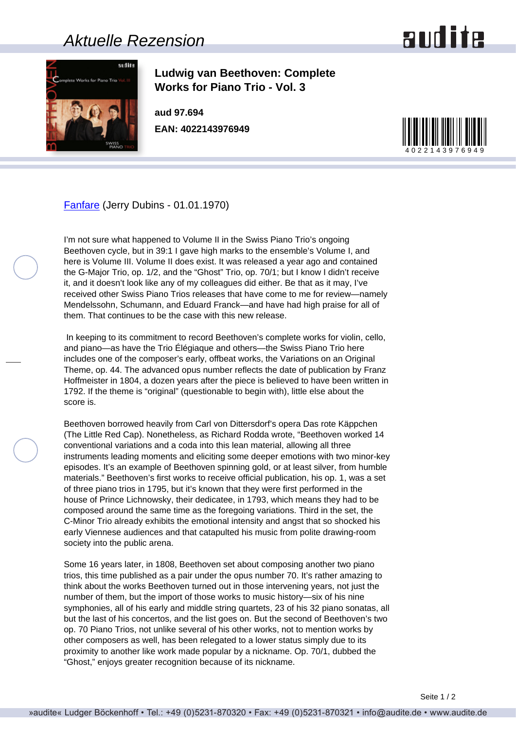# Aktuelle Rezension

## Ludwig van Beethoven: Complete Works for Piano Trio - Vol. 3

**aud 97.694**

**EAN: 4022143976949**

Fanfare (Jerry Dubins - 01.01.1970)

I'm not sure what happened to Volume II in the Swiss Piano Trio's ongoing Beethoven cycle, but in 39:1 I gave high marks to the ensemble's Volume I, and here is Volume III. Volume II does exist. It was released a year ago and contained the G-Major Trio, op. 1/2, and the "Ghost" Trio, op. 70/1; but I know I didn't receive it, and it doesn't look like any of my colleagues did either. Be that as it may, I've received other Swiss Piano Trios releases that have come to me for review—namely Mendelssohn, Schumann, and Eduard Franck—and have had high praise for all of them. That continues to be the case with this new release.

In keeping to its commitment to record Beethoven's complete works for violin, cello, and piano—as have the Trio Élégiaque and others—the Swiss Piano Trio here includes one of the composer's early, offbeat works, the Variations on an Original Theme, op. 44. The advanced opus number reflects the date of publication by Franz Hoffmeister in 1804, a dozen years after the piece is believed to have been written in 1792. If the theme is "original" (questionable to begin with), little else about the score is.

Beethoven borrowed heavily from Carl von Dittersdorf's opera Das rote Käppchen (The Little Red Cap). Nonetheless, as Richard Rodda wrote, "Beethoven worked 14 conventional variations and a coda into this lean material, allowing all three instruments leading moments and eliciting some deeper emotions with two minor-key episodes. It's an example of Beethoven spinning gold, or at least silver, from humble materials." Beethoven's first works to receive official publication, his op. 1, was a set of three piano trios in 1795, but it's known that they were first performed in the house of Prince Lichnowsky, their dedicatee, in 1793, which means they had to be composed around the same time as the foregoing variations. Third in the set, the C-Minor Trio already exhibits the emotional intensity and angst that so shocked his early Viennese audiences and that catapulted his music from polite drawing-room society into the public arena.

Some 16 years later, in 1808, Beethoven set about composing another two piano trios, this time published as a pair under the opus number 70. It's rather amazing to think about the works Beethoven turned out in those intervening years, not just the number of them, but the import of those works to music history—six of his nine symphonies, all of his early and middle string quartets, 23 of his 32 piano sonatas, all but the last of his concertos, and the list goes on. But the second of Beethoven's two op. 70 Piano Trios, not unlike several of his other works, not to mention works by other composers as well, has been relegated to a lower status simply due to its proximity to another like work made popular by a nickname. Op. 70/1, dubbed the "Ghost," enjoys greater recognition because of its nickname.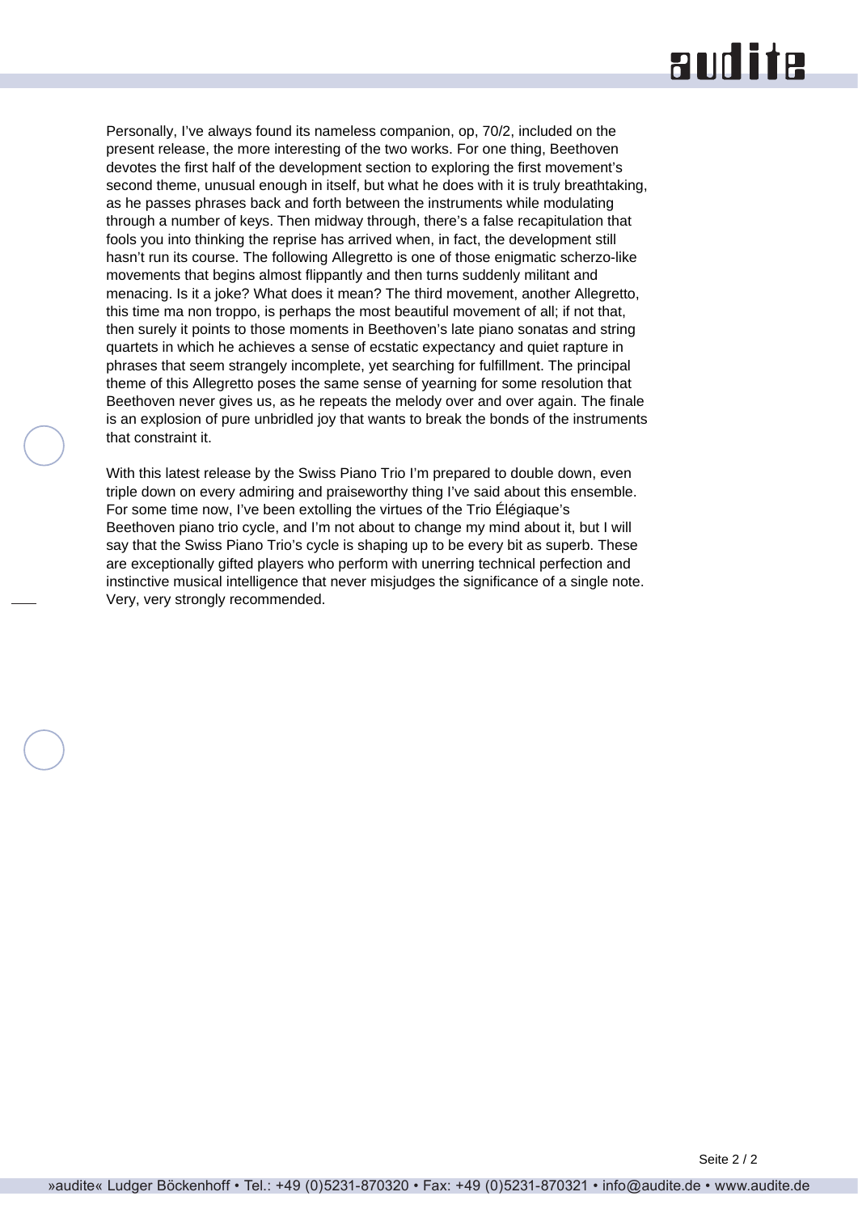Personally, I've always found its nameless companion, op, 70/2, included on the present release, the more interesting of the two works. For one thing, Beethoven devotes the first half of the development section to exploring the first movement's second theme, unusual enough in itself, but what he does with it is truly breathtaking, as he passes phrases back and forth between the instruments while modulating through a number of keys. Then midway through, there's a false recapitulation that fools you into thinking the reprise has arrived when, in fact, the development still hasn't run its course. The following Allegretto is one of those enigmatic scherzo-like movements that begins almost flippantly and then turns suddenly militant and menacing. Is it a joke? What does it mean? The third movement, another Allegretto, this time ma non troppo, is perhaps the most beautiful movement of all; if not that, then surely it points to those moments in Beethoven's late piano sonatas and string quartets in which he achieves a sense of ecstatic expectancy and quiet rapture in phrases that seem strangely incomplete, yet searching for fulfillment. The principal theme of this Allegretto poses the same sense of yearning for some resolution that Beethoven never gives us, as he repeats the melody over and over again. The finale is an explosion of pure unbridled joy that wants to break the bonds of the instruments that constraint it.

With this latest release by the Swiss Piano Trio I'm prepared to double down, even triple down on every admiring and praiseworthy thing I've said about this ensemble. For some time now, I've been extolling the virtues of the Trio Élégiaque's Beethoven piano trio cycle, and I'm not about to change my mind about it, but I will say that the Swiss Piano Trio's cycle is shaping up to be every bit as superb. These are exceptionally gifted players who perform with unerring technical perfection and instinctive musical intelligence that never misjudges the significance of a single note. Very, very strongly recommended.